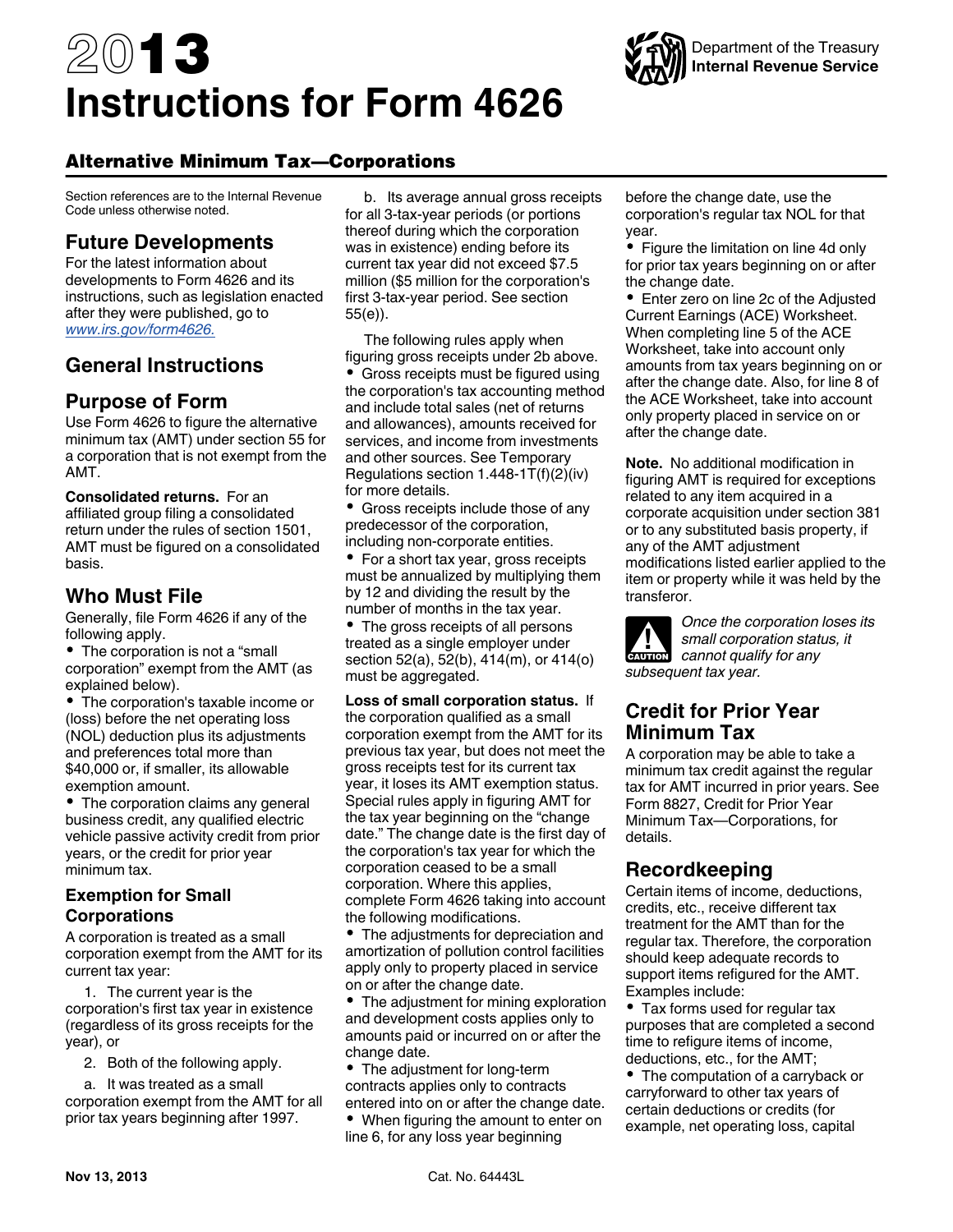# 2013 Instructions for Form 4626

Department of the Treasury
**Internal Revenue Service**

## Alternative Minimum Tax—Corporations

Section references are to the Internal Revenue Code unless otherwise noted.

## Future Developments

For the latest information about developments to Form 4626 and its instructions, such as legislation enacted after they were published, go to *www.irs.gov/form4626.*

## General Instructions

## Purpose of Form

Use Form 4626 to figure the alternative minimum tax (AMT) under section 55 for a corporation that is not exempt from the AMT.

**Consolidated returns.** For an affiliated group filing a consolidated return under the rules of section 1501, AMT must be figured on a consolidated basis.

## Who Must File

Generally, file Form 4626 if any of the following apply.

- The corporation is not a "small corporation" exempt from the AMT (as explained below).
- The corporation's taxable income or (loss) before the net operating loss (NOL) deduction plus its adjustments and preferences total more than $40,000 or, if smaller, its allowable exemption amount.
- The corporation claims any general business credit, any qualified electric vehicle passive activity credit from prior years, or the credit for prior year minimum tax.

### Exemption for Small Corporations

A corporation is treated as a small corporation exempt from the AMT for its current tax year:

1. The current year is the corporation's first tax year in existence (regardless of its gross receipts for the year), or

2. Both of the following apply.

a. It was treated as a small corporation exempt from the AMT for all prior tax years beginning after 1997.

b. Its average annual gross receipts for all 3-tax-year periods (or portions thereof during which the corporation was in existence) ending before its current tax year did not exceed $7.5 million ($5 million for the corporation's first 3-tax-year period. See section 55(e)).

The following rules apply when figuring gross receipts under 2b above.

- Gross receipts must be figured using the corporation's tax accounting method and include total sales (net of returns and allowances), amounts received for services, and income from investments and other sources. See Temporary Regulations section 1.448-1T(f)(2)(iv) for more details.
- Gross receipts include those of any predecessor of the corporation, including non-corporate entities.
- For a short tax year, gross receipts must be annualized by multiplying them by 12 and dividing the result by the number of months in the tax year.
- The gross receipts of all persons treated as a single employer under section 52(a), 52(b), 414(m), or 414(o) must be aggregated.

**Loss of small corporation status.** If the corporation qualified as a small corporation exempt from the AMT for its previous tax year, but does not meet the gross receipts test for its current tax year, it loses its AMT exemption status. Special rules apply in figuring AMT for the tax year beginning on the "change date." The change date is the first day of the corporation's tax year for which the corporation ceased to be a small corporation. Where this applies, complete Form 4626 taking into account the following modifications.

- The adjustments for depreciation and amortization of pollution control facilities apply only to property placed in service on or after the change date.
- The adjustment for mining exploration and development costs applies only to amounts paid or incurred on or after the change date.
- The adjustment for long-term contracts applies only to contracts entered into on or after the change date.
- When figuring the amount to enter on line 6, for any loss year beginning before the change date, use the corporation's regular tax NOL for that year.
- Figure the limitation on line 4d only for prior tax years beginning on or after the change date.
- Enter zero on line 2c of the Adjusted Current Earnings (ACE) Worksheet. When completing line 5 of the ACE Worksheet, take into account only amounts from tax years beginning on or after the change date. Also, for line 8 of the ACE Worksheet, take into account only property placed in service on or after the change date.

**Note.** No additional modification in figuring AMT is required for exceptions related to any item acquired in a corporate acquisition under section 381 or to any substituted basis property, if any of the AMT adjustment modifications listed earlier applied to the item or property while it was held by the transferor.

**CAUTION:** *Once the corporation loses its small corporation status, it cannot qualify for any subsequent tax year.*

## Credit for Prior Year Minimum Tax

A corporation may be able to take a minimum tax credit against the regular tax for AMT incurred in prior years. See Form 8827, Credit for Prior Year Minimum Tax—Corporations, for details.

## Recordkeeping

Certain items of income, deductions, credits, etc., receive different tax treatment for the AMT than for the regular tax. Therefore, the corporation should keep adequate records to support items refigured for the AMT. Examples include:

- Tax forms used for regular tax purposes that are completed a second time to refigure items of income, deductions, etc., for the AMT;
- The computation of a carryback or carryforward to other tax years of certain deductions or credits (for example, net operating loss, capital

Nov 13, 2013 Cat. No. 64443L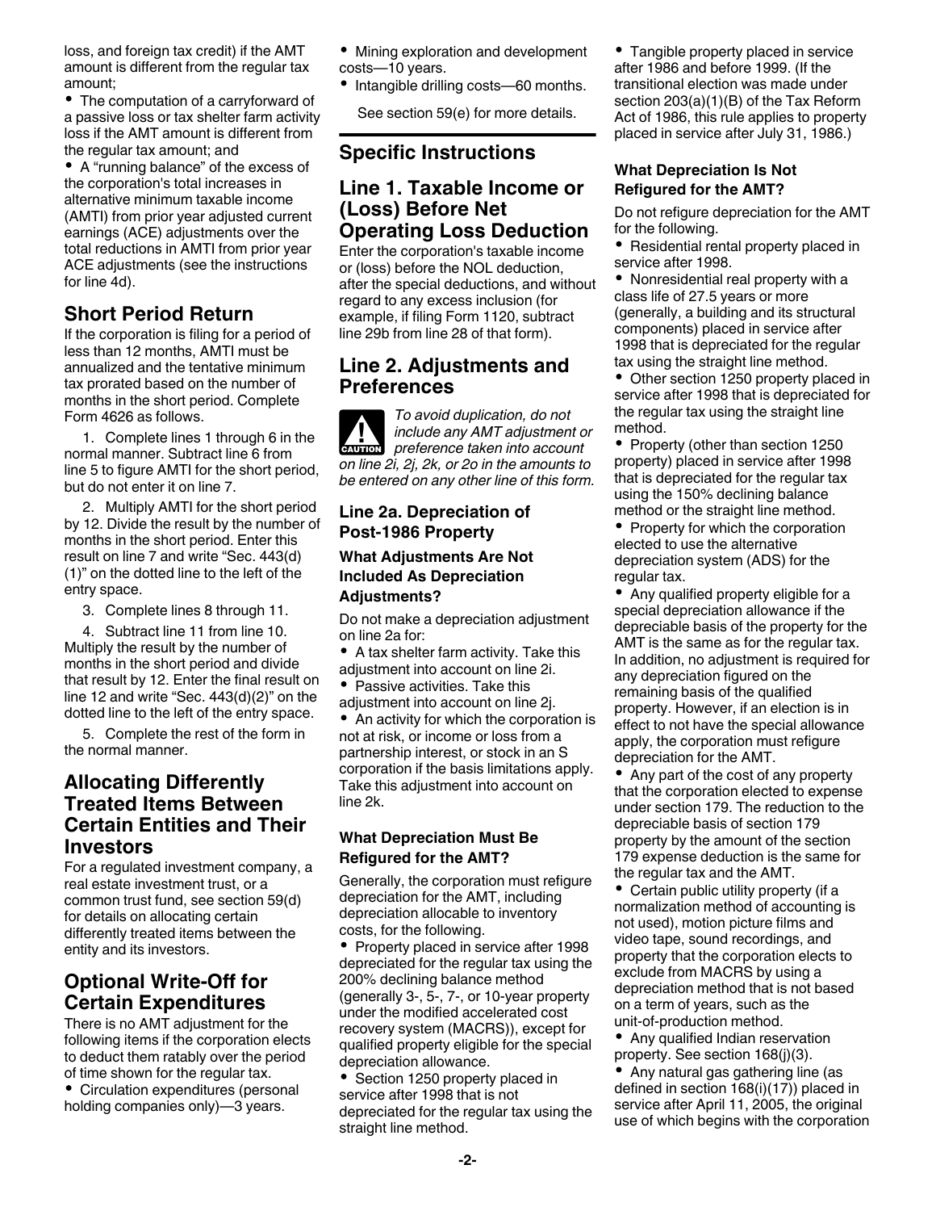loss, and foreign tax credit) if the AMT amount is different from the regular tax amount;

- The computation of a carryforward of a passive loss or tax shelter farm activity loss if the AMT amount is different from the regular tax amount; and
- A "running balance" of the excess of the corporation's total increases in alternative minimum taxable income (AMTI) from prior year adjusted current earnings (ACE) adjustments over the total reductions in AMTI from prior year ACE adjustments (see the instructions for line 4d).

## Short Period Return

If the corporation is filing for a period of less than 12 months, AMTI must be annualized and the tentative minimum tax prorated based on the number of months in the short period. Complete Form 4626 as follows.

1. Complete lines 1 through 6 in the normal manner. Subtract line 6 from line 5 to figure AMTI for the short period, but do not enter it on line 7.

2. Multiply AMTI for the short period by 12. Divide the result by the number of months in the short period. Enter this result on line 7 and write "Sec. 443(d)(1)" on the dotted line to the left of the entry space.

3. Complete lines 8 through 11.

4. Subtract line 11 from line 10. Multiply the result by the number of months in the short period and divide that result by 12. Enter the final result on line 12 and write "Sec. 443(d)(2)" on the dotted line to the left of the entry space.

5. Complete the rest of the form in the normal manner.

## Allocating Differently Treated Items Between Certain Entities and Their Investors

For a regulated investment company, a real estate investment trust, or a common trust fund, see section 59(d) for details on allocating certain differently treated items between the entity and its investors.

## Optional Write-Off for Certain Expenditures

There is no AMT adjustment for the following items if the corporation elects to deduct them ratably over the period of time shown for the regular tax.

- Circulation expenditures (personal holding companies only)—3 years.
- Mining exploration and development costs—10 years.
- Intangible drilling costs—60 months.

See section 59(e) for more details.

# Specific Instructions

## Line 1. Taxable Income or (Loss) Before Net Operating Loss Deduction

Enter the corporation's taxable income or (loss) before the NOL deduction, after the special deductions, and without regard to any excess inclusion (for example, if filing Form 1120, subtract line 29b from line 28 of that form).

## Line 2. Adjustments and Preferences

**CAUTION** *To avoid duplication, do not include any AMT adjustment or preference taken into account on line 2i, 2j, 2k, or 2o in the amounts to be entered on any other line of this form.*

### Line 2a. Depreciation of Post-1986 Property

#### What Adjustments Are Not Included As Depreciation Adjustments?

Do not make a depreciation adjustment on line 2a for:

- A tax shelter farm activity. Take this adjustment into account on line 2i.
- Passive activities. Take this adjustment into account on line 2j.
- An activity for which the corporation is not at risk, or income or loss from a partnership interest, or stock in an S corporation if the basis limitations apply. Take this adjustment into account on line 2k.

#### What Depreciation Must Be Refigured for the AMT?

Generally, the corporation must refigure depreciation for the AMT, including depreciation allocable to inventory costs, for the following.

- Property placed in service after 1998 depreciated for the regular tax using the 200% declining balance method (generally 3-, 5-, 7-, or 10-year property under the modified accelerated cost recovery system (MACRS)), except for qualified property eligible for the special depreciation allowance.
- Section 1250 property placed in service after 1998 that is not depreciated for the regular tax using the straight line method.
- Tangible property placed in service after 1986 and before 1999. (If the transitional election was made under section 203(a)(1)(B) of the Tax Reform Act of 1986, this rule applies to property placed in service after July 31, 1986.)

#### What Depreciation Is Not Refigured for the AMT?

Do not refigure depreciation for the AMT for the following.

- Residential rental property placed in service after 1998.
- Nonresidential real property with a class life of 27.5 years or more (generally, a building and its structural components) placed in service after 1998 that is depreciated for the regular tax using the straight line method.
- Other section 1250 property placed in service after 1998 that is depreciated for the regular tax using the straight line method.
- Property (other than section 1250 property) placed in service after 1998 that is depreciated for the regular tax using the 150% declining balance method or the straight line method.
- Property for which the corporation elected to use the alternative depreciation system (ADS) for the regular tax.
- Any qualified property eligible for a special depreciation allowance if the depreciable basis of the property for the AMT is the same as for the regular tax. In addition, no adjustment is required for any depreciation figured on the remaining basis of the qualified property. However, if an election is in effect to not have the special allowance apply, the corporation must refigure depreciation for the AMT.
- Any part of the cost of any property that the corporation elected to expense under section 179. The reduction to the depreciable basis of section 179 property by the amount of the section 179 expense deduction is the same for the regular tax and the AMT.
- Certain public utility property (if a normalization method of accounting is not used), motion picture films and video tape, sound recordings, and property that the corporation elects to exclude from MACRS by using a depreciation method that is not based on a term of years, such as the unit-of-production method.
- Any qualified Indian reservation property. See section 168(j)(3).
- Any natural gas gathering line (as defined in section 168(i)(17)) placed in service after April 11, 2005, the original use of which begins with the corporation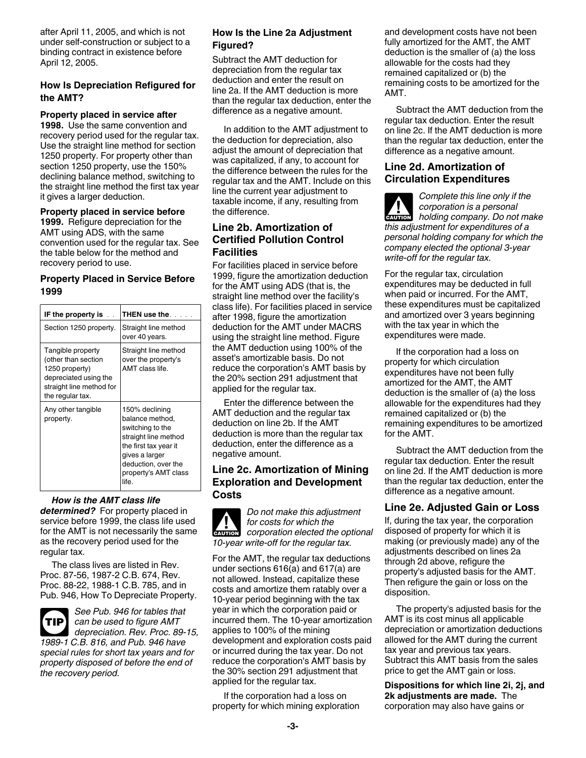after April 11, 2005, and which is not under self-construction or subject to a binding contract in existence before April 12, 2005.

### How Is Depreciation Refigured for the AMT?

**Property placed in service after 1998.** Use the same convention and recovery period used for the regular tax. Use the straight line method for section 1250 property. For property other than section 1250 property, use the 150% declining balance method, switching to the straight line method the first tax year it gives a larger deduction.

**Property placed in service before 1999.** Refigure depreciation for the AMT using ADS, with the same convention used for the regular tax. See the table below for the method and recovery period to use.

### Property Placed in Service Before 1999

| IF the property is . . | THEN use the. . . . |
|---|---|
| Section 1250 property. | Straight line method over 40 years. |
| Tangible property (other than section 1250 property) depreciated using the straight line method for the regular tax. | Straight line method over the property's AMT class life. |
| Any other tangible property. | 150% declining balance method, switching to the straight line method the first tax year it gives a larger deduction, over the property's AMT class life. |

***How is the AMT class life determined?*** For property placed in service before 1999, the class life used for the AMT is not necessarily the same as the recovery period used for the regular tax.

The class lives are listed in Rev. Proc. 87-56, 1987-2 C.B. 674, Rev. Proc. 88-22, 1988-1 C.B. 785, and in Pub. 946, How To Depreciate Property.

**TIP** *See Pub. 946 for tables that can be used to figure AMT depreciation. Rev. Proc. 89-15, 1989-1 C.B. 816, and Pub. 946 have special rules for short tax years and for property disposed of before the end of the recovery period.*

### How Is the Line 2a Adjustment Figured?

Subtract the AMT deduction for depreciation from the regular tax deduction and enter the result on line 2a. If the AMT deduction is more than the regular tax deduction, enter the difference as a negative amount.

In addition to the AMT adjustment to the deduction for depreciation, also adjust the amount of depreciation that was capitalized, if any, to account for the difference between the rules for the regular tax and the AMT. Include on this line the current year adjustment to taxable income, if any, resulting from the difference.

## Line 2b. Amortization of Certified Pollution Control Facilities

For facilities placed in service before 1999, figure the amortization deduction for the AMT using ADS (that is, the straight line method over the facility's class life). For facilities placed in service after 1998, figure the amortization deduction for the AMT under MACRS using the straight line method. Figure the AMT deduction using 100% of the asset's amortizable basis. Do not reduce the corporation's AMT basis by the 20% section 291 adjustment that applied for the regular tax.

Enter the difference between the AMT deduction and the regular tax deduction on line 2b. If the AMT deduction is more than the regular tax deduction, enter the difference as a negative amount.

## Line 2c. Amortization of Mining Exploration and Development Costs

**CAUTION** *Do not make this adjustment for costs for which the corporation elected the optional 10-year write-off for the regular tax.*

For the AMT, the regular tax deductions under sections 616(a) and 617(a) are not allowed. Instead, capitalize these costs and amortize them ratably over a 10-year period beginning with the tax year in which the corporation paid or incurred them. The 10-year amortization applies to 100% of the mining development and exploration costs paid or incurred during the tax year. Do not reduce the corporation's AMT basis by the 30% section 291 adjustment that applied for the regular tax.

If the corporation had a loss on property for which mining exploration and development costs have not been fully amortized for the AMT, the AMT deduction is the smaller of (a) the loss allowable for the costs had they remained capitalized or (b) the remaining costs to be amortized for the AMT.

Subtract the AMT deduction from the regular tax deduction. Enter the result on line 2c. If the AMT deduction is more than the regular tax deduction, enter the difference as a negative amount.

## Line 2d. Amortization of Circulation Expenditures

**CAUTION** *Complete this line only if the corporation is a personal holding company. Do not make this adjustment for expenditures of a personal holding company for which the company elected the optional 3-year write-off for the regular tax.*

For the regular tax, circulation expenditures may be deducted in full when paid or incurred. For the AMT, these expenditures must be capitalized and amortized over 3 years beginning with the tax year in which the expenditures were made.

If the corporation had a loss on property for which circulation expenditures have not been fully amortized for the AMT, the AMT deduction is the smaller of (a) the loss allowable for the expenditures had they remained capitalized or (b) the remaining expenditures to be amortized for the AMT.

Subtract the AMT deduction from the regular tax deduction. Enter the result on line 2d. If the AMT deduction is more than the regular tax deduction, enter the difference as a negative amount.

## Line 2e. Adjusted Gain or Loss

If, during the tax year, the corporation disposed of property for which it is making (or previously made) any of the adjustments described on lines 2a through 2d above, refigure the property's adjusted basis for the AMT. Then refigure the gain or loss on the disposition.

The property's adjusted basis for the AMT is its cost minus all applicable depreciation or amortization deductions allowed for the AMT during the current tax year and previous tax years. Subtract this AMT basis from the sales price to get the AMT gain or loss.

**Dispositions for which line 2i, 2j, and 2k adjustments are made.** The corporation may also have gains or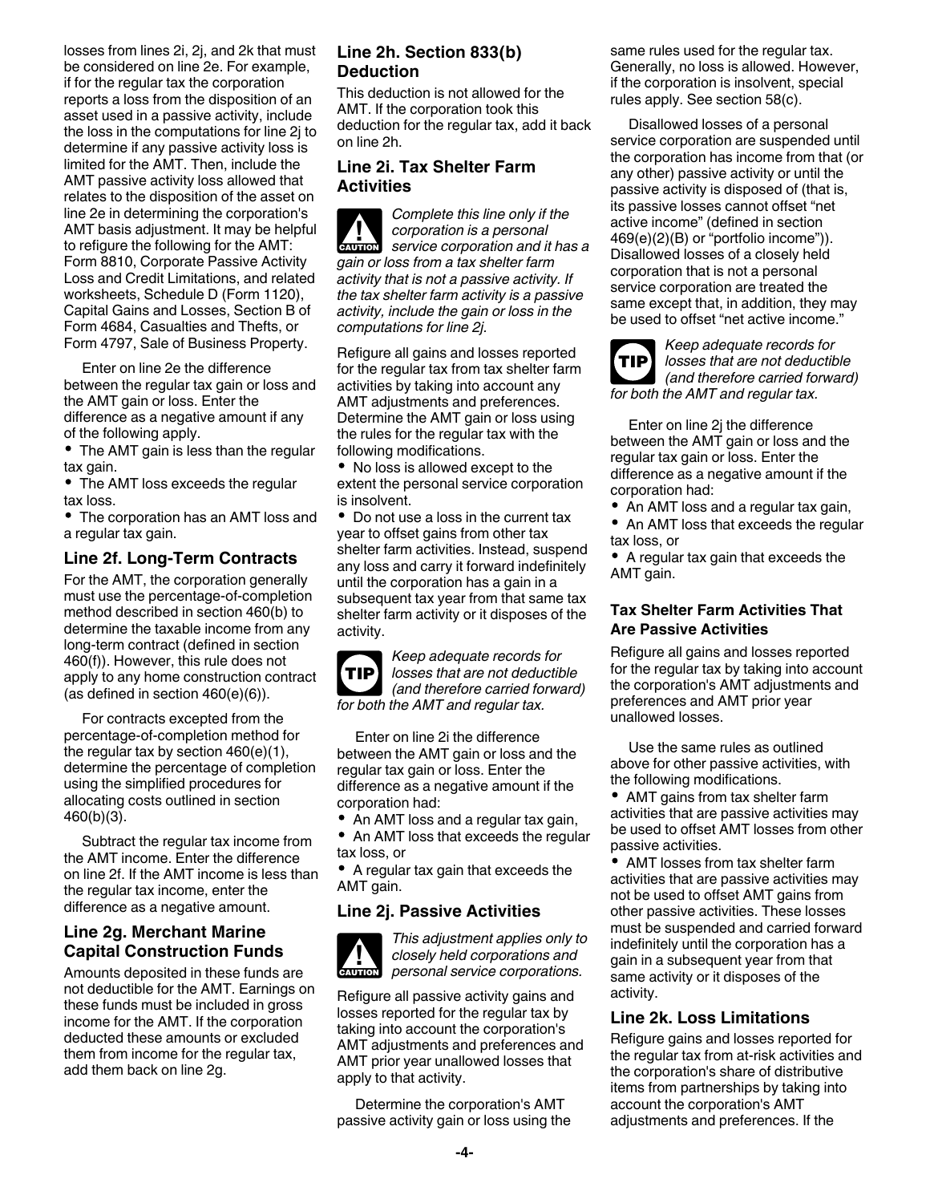losses from lines 2i, 2j, and 2k that must be considered on line 2e. For example, if for the regular tax the corporation reports a loss from the disposition of an asset used in a passive activity, include the loss in the computations for line 2j to determine if any passive activity loss is limited for the AMT. Then, include the AMT passive activity loss allowed that relates to the disposition of the asset on line 2e in determining the corporation's AMT basis adjustment. It may be helpful to refigure the following for the AMT: Form 8810, Corporate Passive Activity Loss and Credit Limitations, and related worksheets, Schedule D (Form 1120), Capital Gains and Losses, Section B of Form 4684, Casualties and Thefts, or Form 4797, Sale of Business Property.

Enter on line 2e the difference between the regular tax gain or loss and the AMT gain or loss. Enter the difference as a negative amount if any of the following apply.

- The AMT gain is less than the regular tax gain.
- The AMT loss exceeds the regular tax loss.
- The corporation has an AMT loss and a regular tax gain.

## Line 2f. Long-Term Contracts

For the AMT, the corporation generally must use the percentage-of-completion method described in section 460(b) to determine the taxable income from any long-term contract (defined in section 460(f)). However, this rule does not apply to any home construction contract (as defined in section 460(e)(6)).

For contracts excepted from the percentage-of-completion method for the regular tax by section 460(e)(1), determine the percentage of completion using the simplified procedures for allocating costs outlined in section 460(b)(3).

Subtract the regular tax income from the AMT income. Enter the difference on line 2f. If the AMT income is less than the regular tax income, enter the difference as a negative amount.

## Line 2g. Merchant Marine Capital Construction Funds

Amounts deposited in these funds are not deductible for the AMT. Earnings on these funds must be included in gross income for the AMT. If the corporation deducted these amounts or excluded them from income for the regular tax, add them back on line 2g.

## Line 2h. Section 833(b) Deduction

This deduction is not allowed for the AMT. If the corporation took this deduction for the regular tax, add it back on line 2h.

## Line 2i. Tax Shelter Farm Activities

**CAUTION** *Complete this line only if the corporation is a personal service corporation and it has a gain or loss from a tax shelter farm activity that is not a passive activity. If the tax shelter farm activity is a passive activity, include the gain or loss in the computations for line 2j.*

Refigure all gains and losses reported for the regular tax from tax shelter farm activities by taking into account any AMT adjustments and preferences. Determine the AMT gain or loss using the rules for the regular tax with the following modifications.

- No loss is allowed except to the extent the personal service corporation is insolvent.
- Do not use a loss in the current tax year to offset gains from other tax shelter farm activities. Instead, suspend any loss and carry it forward indefinitely until the corporation has a gain in a subsequent tax year from that same tax shelter farm activity or it disposes of the activity.

**TIP** *Keep adequate records for losses that are not deductible (and therefore carried forward) for both the AMT and regular tax.*

Enter on line 2i the difference between the AMT gain or loss and the regular tax gain or loss. Enter the difference as a negative amount if the corporation had:

- An AMT loss and a regular tax gain,
- An AMT loss that exceeds the regular tax loss, or
- A regular tax gain that exceeds the AMT gain.

## Line 2j. Passive Activities

**CAUTION** *This adjustment applies only to closely held corporations and personal service corporations.*

Refigure all passive activity gains and losses reported for the regular tax by taking into account the corporation's AMT adjustments and preferences and AMT prior year unallowed losses that apply to that activity.

Determine the corporation's AMT passive activity gain or loss using the same rules used for the regular tax. Generally, no loss is allowed. However, if the corporation is insolvent, special rules apply. See section 58(c).

Disallowed losses of a personal service corporation are suspended until the corporation has income from that (or any other) passive activity or until the passive activity is disposed of (that is, its passive losses cannot offset "net active income" (defined in section 469(e)(2)(B) or "portfolio income")). Disallowed losses of a closely held corporation that is not a personal service corporation are treated the same except that, in addition, they may be used to offset "net active income."

**TIP** *Keep adequate records for losses that are not deductible (and therefore carried forward) for both the AMT and regular tax.*

Enter on line 2j the difference between the AMT gain or loss and the regular tax gain or loss. Enter the difference as a negative amount if the corporation had:

- An AMT loss and a regular tax gain,
- An AMT loss that exceeds the regular tax loss, or
- A regular tax gain that exceeds the AMT gain.

### Tax Shelter Farm Activities That Are Passive Activities

Refigure all gains and losses reported for the regular tax by taking into account the corporation's AMT adjustments and preferences and AMT prior year unallowed losses.

Use the same rules as outlined above for other passive activities, with the following modifications.

- AMT gains from tax shelter farm activities that are passive activities may be used to offset AMT losses from other passive activities.
- AMT losses from tax shelter farm activities that are passive activities may not be used to offset AMT gains from other passive activities. These losses must be suspended and carried forward indefinitely until the corporation has a gain in a subsequent year from that same activity or it disposes of the activity.

## Line 2k. Loss Limitations

Refigure gains and losses reported for the regular tax from at-risk activities and the corporation's share of distributive items from partnerships by taking into account the corporation's AMT adjustments and preferences. If the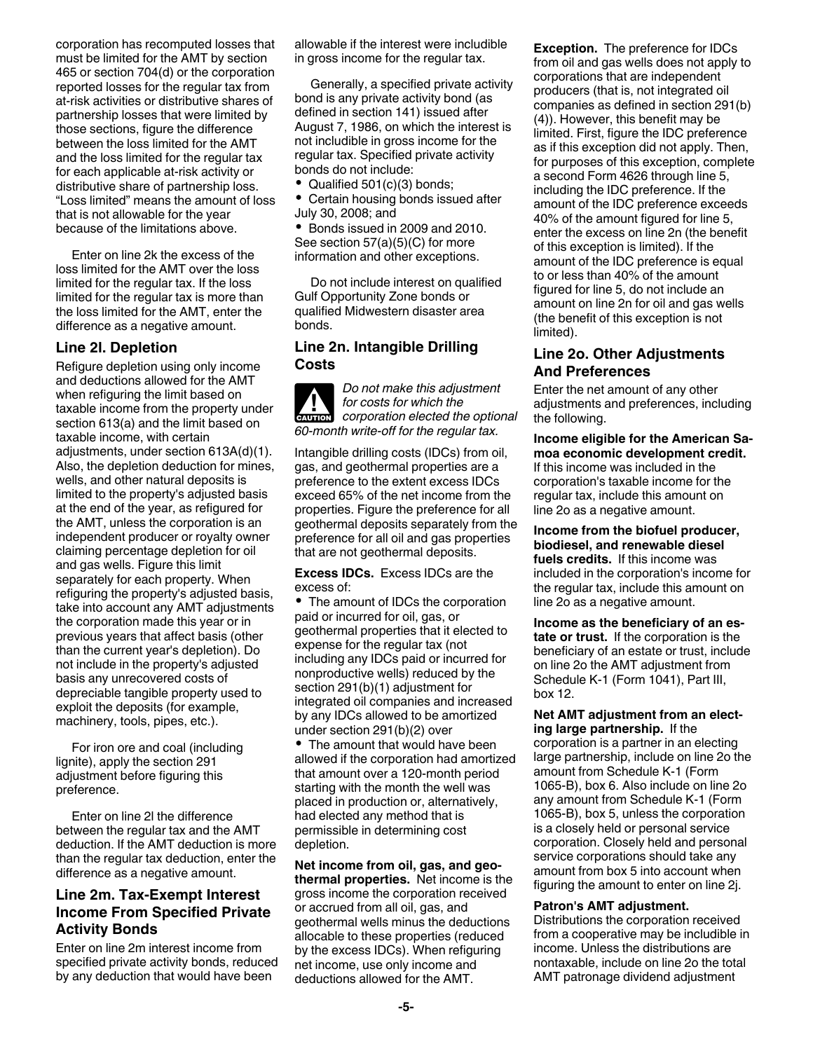corporation has recomputed losses that must be limited for the AMT by section 465 or section 704(d) or the corporation reported losses for the regular tax from at-risk activities or distributive shares of partnership losses that were limited by those sections, figure the difference between the loss limited for the AMT and the loss limited for the regular tax for each applicable at-risk activity or distributive share of partnership loss. "Loss limited" means the amount of loss that is not allowable for the year because of the limitations above.

Enter on line 2k the excess of the loss limited for the AMT over the loss limited for the regular tax. If the loss limited for the regular tax is more than the loss limited for the AMT, enter the difference as a negative amount.

### Line 2l. Depletion

Refigure depletion using only income and deductions allowed for the AMT when refiguring the limit based on taxable income from the property under section 613(a) and the limit based on taxable income, with certain adjustments, under section 613A(d)(1). Also, the depletion deduction for mines, wells, and other natural deposits is limited to the property's adjusted basis at the end of the year, as refigured for the AMT, unless the corporation is an independent producer or royalty owner claiming percentage depletion for oil and gas wells. Figure this limit separately for each property. When refiguring the property's adjusted basis, take into account any AMT adjustments the corporation made this year or in previous years that affect basis (other than the current year's depletion). Do not include in the property's adjusted basis any unrecovered costs of depreciable tangible property used to exploit the deposits (for example, machinery, tools, pipes, etc.).

For iron ore and coal (including lignite), apply the section 291 adjustment before figuring this preference.

Enter on line 2l the difference between the regular tax and the AMT deduction. If the AMT deduction is more than the regular tax deduction, enter the difference as a negative amount.

### Line 2m. Tax-Exempt Interest Income From Specified Private Activity Bonds

Enter on line 2m interest income from specified private activity bonds, reduced by any deduction that would have been allowable if the interest were includible in gross income for the regular tax.

Generally, a specified private activity bond is any private activity bond (as defined in section 141) issued after August 7, 1986, on which the interest is not includible in gross income for the regular tax. Specified private activity bonds do not include:

- Qualified 501(c)(3) bonds;
- Certain housing bonds issued after July 30, 2008; and
- Bonds issued in 2009 and 2010.

See section 57(a)(5)(C) for more information and other exceptions.

Do not include interest on qualified Gulf Opportunity Zone bonds or qualified Midwestern disaster area bonds.

### Line 2n. Intangible Drilling Costs

**CAUTION** *Do not make this adjustment for costs for which the corporation elected the optional 60-month write-off for the regular tax.*

Intangible drilling costs (IDCs) from oil, gas, and geothermal properties are a preference to the extent excess IDCs exceed 65% of the net income from the properties. Figure the preference for all geothermal deposits separately from the preference for all oil and gas properties that are not geothermal deposits.

**Excess IDCs.** Excess IDCs are the excess of:

- The amount of IDCs the corporation paid or incurred for oil, gas, or geothermal properties that it elected to expense for the regular tax (not including any IDCs paid or incurred for nonproductive wells) reduced by the section 291(b)(1) adjustment for integrated oil companies and increased by any IDCs allowed to be amortized under section 291(b)(2) over
- The amount that would have been allowed if the corporation had amortized that amount over a 120-month period starting with the month the well was placed in production or, alternatively, had elected any method that is permissible in determining cost depletion.

**Net income from oil, gas, and geothermal properties.** Net income is the gross income the corporation received or accrued from all oil, gas, and geothermal wells minus the deductions allocable to these properties (reduced by the excess IDCs). When refiguring net income, use only income and deductions allowed for the AMT.

**Exception.** The preference for IDCs from oil and gas wells does not apply to corporations that are independent producers (that is, not integrated oil companies as defined in section 291(b)(4)). However, this benefit may be limited. First, figure the IDC preference as if this exception did not apply. Then, for purposes of this exception, complete a second Form 4626 through line 5, including the IDC preference. If the amount of the IDC preference exceeds 40% of the amount figured for line 5, enter the excess on line 2n (the benefit of this exception is limited). If the amount of the IDC preference is equal to or less than 40% of the amount figured for line 5, do not include an amount on line 2n for oil and gas wells (the benefit of this exception is not limited).

### Line 2o. Other Adjustments And Preferences

Enter the net amount of any other adjustments and preferences, including the following.

**Income eligible for the American Samoa economic development credit.** If this income was included in the corporation's taxable income for the regular tax, include this amount on line 2o as a negative amount.

**Income from the biofuel producer, biodiesel, and renewable diesel fuels credits.** If this income was included in the corporation's income for the regular tax, include this amount on line 2o as a negative amount.

**Income as the beneficiary of an estate or trust.** If the corporation is the beneficiary of an estate or trust, include on line 2o the AMT adjustment from Schedule K-1 (Form 1041), Part III, box 12.

**Net AMT adjustment from an electing large partnership.** If the corporation is a partner in an electing large partnership, include on line 2o the amount from Schedule K-1 (Form 1065-B), box 6. Also include on line 2o any amount from Schedule K-1 (Form 1065-B), box 5, unless the corporation is a closely held or personal service corporation. Closely held and personal service corporations should take any amount from box 5 into account when figuring the amount to enter on line 2j.

**Patron's AMT adjustment.** Distributions the corporation received from a cooperative may be includible in income. Unless the distributions are nontaxable, include on line 2o the total AMT patronage dividend adjustment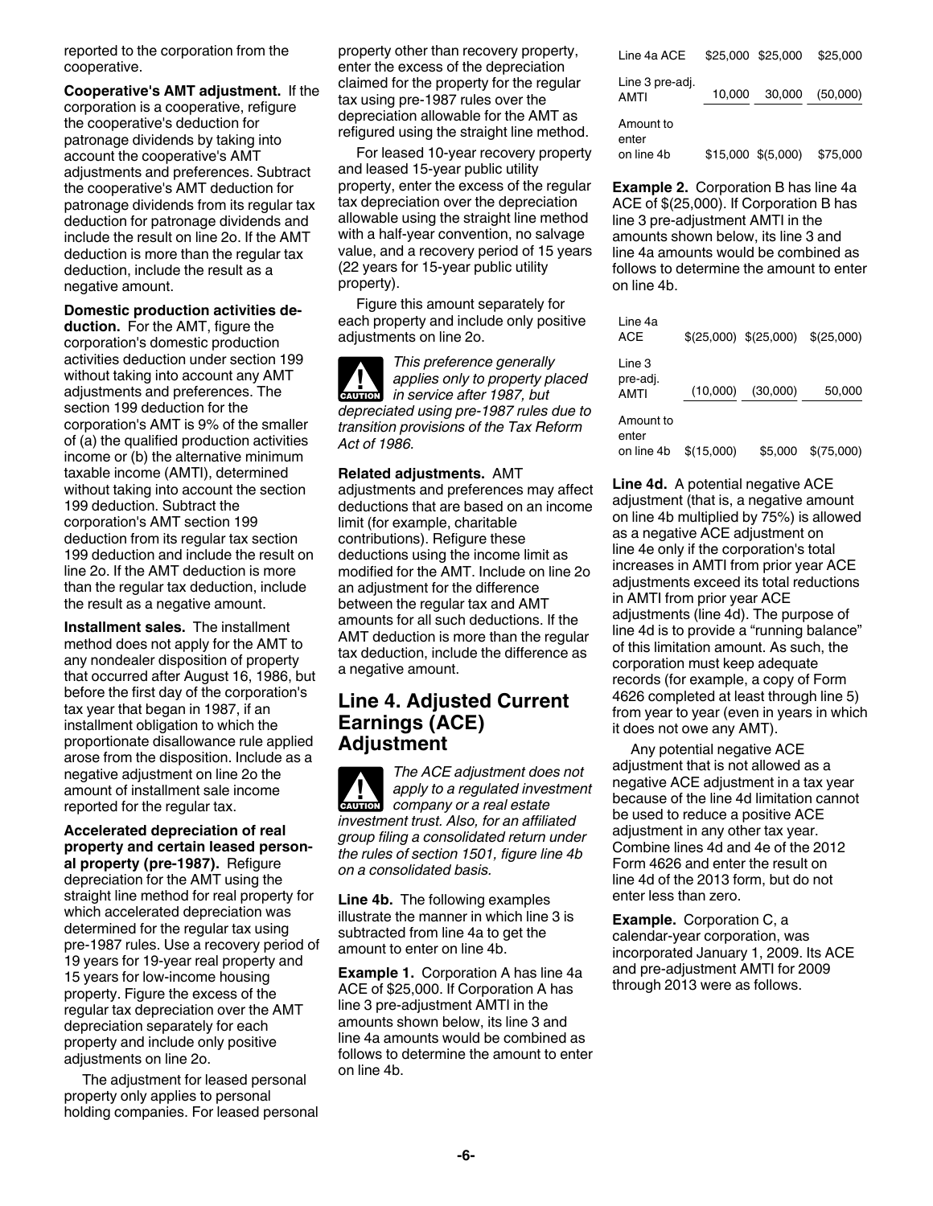reported to the corporation from the cooperative.

**Cooperative's AMT adjustment.** If the corporation is a cooperative, refigure the cooperative's deduction for patronage dividends by taking into account the cooperative's AMT adjustments and preferences. Subtract the cooperative's AMT deduction for patronage dividends from its regular tax deduction for patronage dividends and include the result on line 2o. If the AMT deduction is more than the regular tax deduction, include the result as a negative amount.

**Domestic production activities deduction.** For the AMT, figure the corporation's domestic production activities deduction under section 199 without taking into account any AMT adjustments and preferences. The section 199 deduction for the corporation's AMT is 9% of the smaller of (a) the qualified production activities income or (b) the alternative minimum taxable income (AMTI), determined without taking into account the section 199 deduction. Subtract the corporation's AMT section 199 deduction from its regular tax section 199 deduction and include the result on line 2o. If the AMT deduction is more than the regular tax deduction, include the result as a negative amount.

**Installment sales.** The installment method does not apply for the AMT to any nondealer disposition of property that occurred after August 16, 1986, but before the first day of the corporation's tax year that began in 1987, if an installment obligation to which the proportionate disallowance rule applied arose from the disposition. Include as a negative adjustment on line 2o the amount of installment sale income reported for the regular tax.

**Accelerated depreciation of real property and certain leased personal property (pre-1987).** Refigure depreciation for the AMT using the straight line method for real property for which accelerated depreciation was determined for the regular tax using pre-1987 rules. Use a recovery period of 19 years for 19-year real property and 15 years for low-income housing property. Figure the excess of the regular tax depreciation over the AMT depreciation separately for each property and include only positive adjustments on line 2o.

The adjustment for leased personal property only applies to personal holding companies. For leased personal property other than recovery property, enter the excess of the depreciation claimed for the property for the regular tax using pre-1987 rules over the depreciation allowable for the AMT as refigured using the straight line method.

For leased 10-year recovery property and leased 15-year public utility property, enter the excess of the regular tax depreciation over the depreciation allowable using the straight line method with a half-year convention, no salvage value, and a recovery period of 15 years (22 years for 15-year public utility property).

Figure this amount separately for each property and include only positive adjustments on line 2o.

**CAUTION** *This preference generally applies only to property placed in service after 1987, but depreciated using pre-1987 rules due to transition provisions of the Tax Reform Act of 1986.*

**Related adjustments.** AMT adjustments and preferences may affect deductions that are based on an income limit (for example, charitable contributions). Refigure these deductions using the income limit as modified for the AMT. Include on line 2o an adjustment for the difference between the regular tax and AMT amounts for all such deductions. If the AMT deduction is more than the regular tax deduction, include the difference as a negative amount.

## Line 4. Adjusted Current Earnings (ACE) Adjustment

**CAUTION** *The ACE adjustment does not apply to a regulated investment company or a real estate investment trust. Also, for an affiliated group filing a consolidated return under the rules of section 1501, figure line 4b on a consolidated basis.*

**Line 4b.** The following examples illustrate the manner in which line 3 is subtracted from line 4a to get the amount to enter on line 4b.

**Example 1.** Corporation A has line 4a ACE of $25,000. If Corporation A has line 3 pre-adjustment AMTI in the amounts shown below, its line 3 and line 4a amounts would be combined as follows to determine the amount to enter on line 4b.

| | | | |
|---|---|---|---|
| Line 4a ACE | $25,000 | $25,000 | $25,000 |
| Line 3 pre-adj. AMTI | 10,000 | 30,000 | (50,000) |
| Amount to enter on line 4b | $15,000 | $(5,000) | $75,000 |

**Example 2.** Corporation B has line 4a ACE of $(25,000). If Corporation B has line 3 pre-adjustment AMTI in the amounts shown below, its line 3 and line 4a amounts would be combined as follows to determine the amount to enter on line 4b.

| | | | |
|---|---|---|---|
| Line 4a ACE | $(25,000) | $(25,000) | $(25,000) |
| Line 3 pre-adj. AMTI | (10,000) | (30,000) | 50,000 |
| Amount to enter on line 4b | $(15,000) | $5,000 | $(75,000) |

**Line 4d.** A potential negative ACE adjustment (that is, a negative amount on line 4b multiplied by 75%) is allowed as a negative ACE adjustment on line 4e only if the corporation's total increases in AMTI from prior year ACE adjustments exceed its total reductions in AMTI from prior year ACE adjustments (line 4d). The purpose of line 4d is to provide a "running balance" of this limitation amount. As such, the corporation must keep adequate records (for example, a copy of Form 4626 completed at least through line 5) from year to year (even in years in which it does not owe any AMT).

Any potential negative ACE adjustment that is not allowed as a negative ACE adjustment in a tax year because of the line 4d limitation cannot be used to reduce a positive ACE adjustment in any other tax year. Combine lines 4d and 4e of the 2012 Form 4626 and enter the result on line 4d of the 2013 form, but do not enter less than zero.

**Example.** Corporation C, a calendar-year corporation, was incorporated January 1, 2009. Its ACE and pre-adjustment AMTI for 2009 through 2013 were as follows.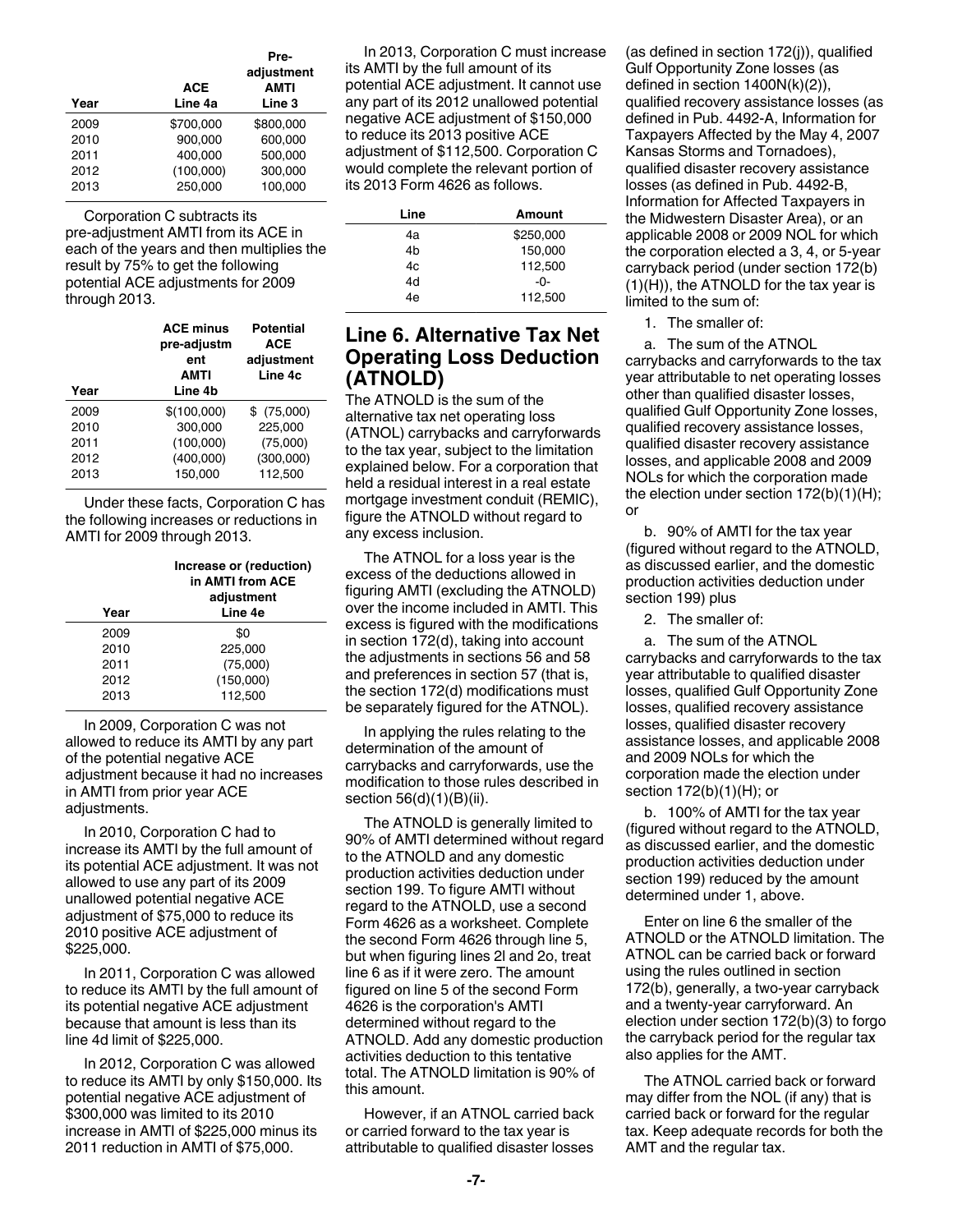| Year | ACE Line 4a | Pre-adjustment AMTI Line 3 |
|---|---|---|
| 2009 | $700,000 | $800,000 |
| 2010 | 900,000 | 600,000 |
| 2011 | 400,000 | 500,000 |
| 2012 | (100,000) | 300,000 |
| 2013 | 250,000 | 100,000 |

Corporation C subtracts its pre-adjustment AMTI from its ACE in each of the years and then multiplies the result by 75% to get the following potential ACE adjustments for 2009 through 2013.

| Year | ACE minus pre-adjustment AMTI Line 4b | Potential ACE adjustment Line 4c |
|---|---|---|
| 2009 | $(100,000) | $ (75,000) |
| 2010 | 300,000 | 225,000 |
| 2011 | (100,000) | (75,000) |
| 2012 | (400,000) | (300,000) |
| 2013 | 150,000 | 112,500 |

Under these facts, Corporation C has the following increases or reductions in AMTI for 2009 through 2013.

| Year | Increase or (reduction) in AMTI from ACE adjustment Line 4e |
|---|---|
| 2009 | $0 |
| 2010 | 225,000 |
| 2011 | (75,000) |
| 2012 | (150,000) |
| 2013 | 112,500 |

In 2009, Corporation C was not allowed to reduce its AMTI by any part of the potential negative ACE adjustment because it had no increases in AMTI from prior year ACE adjustments.

In 2010, Corporation C had to increase its AMTI by the full amount of its potential ACE adjustment. It was not allowed to use any part of its 2009 unallowed potential negative ACE adjustment of $75,000 to reduce its 2010 positive ACE adjustment of $225,000.

In 2011, Corporation C was allowed to reduce its AMTI by the full amount of its potential negative ACE adjustment because that amount is less than its line 4d limit of $225,000.

In 2012, Corporation C was allowed to reduce its AMTI by only $150,000. Its potential negative ACE adjustment of $300,000 was limited to its 2010 increase in AMTI of $225,000 minus its 2011 reduction in AMTI of $75,000.

In 2013, Corporation C must increase its AMTI by the full amount of its potential ACE adjustment. It cannot use any part of its 2012 unallowed potential negative ACE adjustment of $150,000 to reduce its 2013 positive ACE adjustment of $112,500. Corporation C would complete the relevant portion of its 2013 Form 4626 as follows.

| Line | Amount |
|---|---|
| 4a | $250,000 |
| 4b | 150,000 |
| 4c | 112,500 |
| 4d | -0- |
| 4e | 112,500 |

## Line 6. Alternative Tax Net Operating Loss Deduction (ATNOLD)

The ATNOLD is the sum of the alternative tax net operating loss (ATNOL) carrybacks and carryforwards to the tax year, subject to the limitation explained below. For a corporation that held a residual interest in a real estate mortgage investment conduit (REMIC), figure the ATNOLD without regard to any excess inclusion.

The ATNOL for a loss year is the excess of the deductions allowed in figuring AMTI (excluding the ATNOLD) over the income included in AMTI. This excess is figured with the modifications in section 172(d), taking into account the adjustments in sections 56 and 58 and preferences in section 57 (that is, the section 172(d) modifications must be separately figured for the ATNOL).

In applying the rules relating to the determination of the amount of carrybacks and carryforwards, use the modification to those rules described in section 56(d)(1)(B)(ii).

The ATNOLD is generally limited to 90% of AMTI determined without regard to the ATNOLD and any domestic production activities deduction under section 199. To figure AMTI without regard to the ATNOLD, use a second Form 4626 as a worksheet. Complete the second Form 4626 through line 5, but when figuring lines 2l and 2o, treat line 6 as if it were zero. The amount figured on line 5 of the second Form 4626 is the corporation's AMTI determined without regard to the ATNOLD. Add any domestic production activities deduction to this tentative total. The ATNOLD limitation is 90% of this amount.

However, if an ATNOL carried back or carried forward to the tax year is attributable to qualified disaster losses (as defined in section 172(j)), qualified Gulf Opportunity Zone losses (as defined in section 1400N(k)(2)), qualified recovery assistance losses (as defined in Pub. 4492-A, Information for Taxpayers Affected by the May 4, 2007 Kansas Storms and Tornadoes), qualified disaster recovery assistance losses (as defined in Pub. 4492-B, Information for Affected Taxpayers in the Midwestern Disaster Area), or an applicable 2008 or 2009 NOL for which the corporation elected a 3, 4, or 5-year carryback period (under section 172(b)(1)(H)), the ATNOLD for the tax year is limited to the sum of:

1. The smaller of:

a. The sum of the ATNOL carrybacks and carryforwards to the tax year attributable to net operating losses other than qualified disaster losses, qualified Gulf Opportunity Zone losses, qualified recovery assistance losses, qualified disaster recovery assistance losses, and applicable 2008 and 2009 NOLs for which the corporation made the election under section 172(b)(1)(H); or

b. 90% of AMTI for the tax year (figured without regard to the ATNOLD, as discussed earlier, and the domestic production activities deduction under section 199) plus

2. The smaller of:

a. The sum of the ATNOL carrybacks and carryforwards to the tax year attributable to qualified disaster losses, qualified Gulf Opportunity Zone losses, qualified recovery assistance losses, qualified disaster recovery assistance losses, and applicable 2008 and 2009 NOLs for which the corporation made the election under section 172(b)(1)(H); or

b. 100% of AMTI for the tax year (figured without regard to the ATNOLD, as discussed earlier, and the domestic production activities deduction under section 199) reduced by the amount determined under 1, above.

Enter on line 6 the smaller of the ATNOLD or the ATNOLD limitation. The ATNOL can be carried back or forward using the rules outlined in section 172(b), generally, a two-year carryback and a twenty-year carryforward. An election under section 172(b)(3) to forgo the carryback period for the regular tax also applies for the AMT.

The ATNOL carried back or forward may differ from the NOL (if any) that is carried back or forward for the regular tax. Keep adequate records for both the AMT and the regular tax.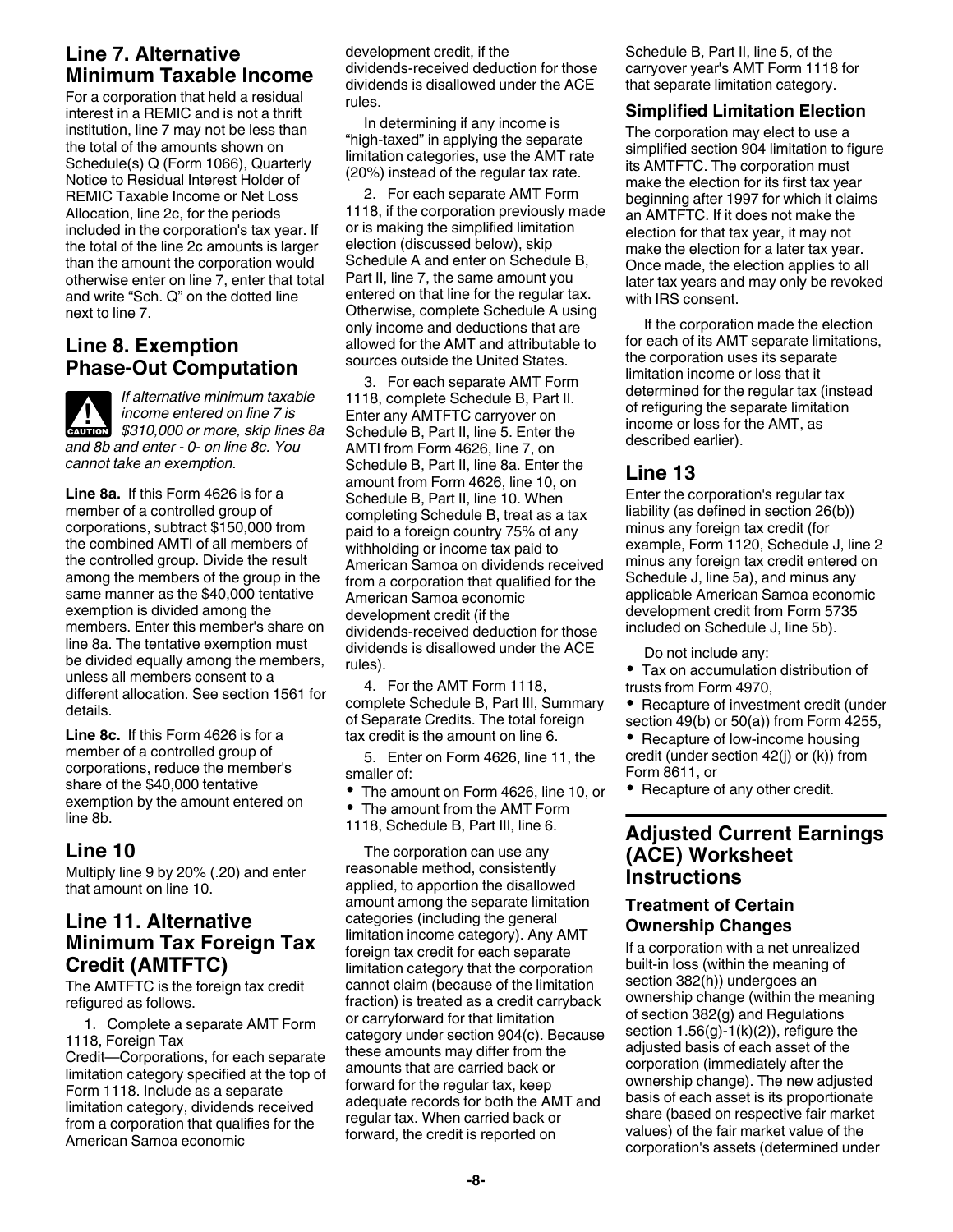## Line 7. Alternative Minimum Taxable Income

For a corporation that held a residual interest in a REMIC and is not a thrift institution, line 7 may not be less than the total of the amounts shown on Schedule(s) Q (Form 1066), Quarterly Notice to Residual Interest Holder of REMIC Taxable Income or Net Loss Allocation, line 2c, for the periods included in the corporation's tax year. If the total of the line 2c amounts is larger than the amount the corporation would otherwise enter on line 7, enter that total and write “Sch. Q” on the dotted line next to line 7.

## Line 8. Exemption Phase-Out Computation

**CAUTION** *If alternative minimum taxable income entered on line 7 is $310,000 or more, skip lines 8a and 8b and enter - 0- on line 8c. You cannot take an exemption.*

**Line 8a.** If this Form 4626 is for a member of a controlled group of corporations, subtract $150,000 from the combined AMTI of all members of the controlled group. Divide the result among the members of the group in the same manner as the $40,000 tentative exemption is divided among the members. Enter this member's share on line 8a. The tentative exemption must be divided equally among the members, unless all members consent to a different allocation. See section 1561 for details.

**Line 8c.** If this Form 4626 is for a member of a controlled group of corporations, reduce the member's share of the $40,000 tentative exemption by the amount entered on line 8b.

## Line 10

Multiply line 9 by 20% (.20) and enter that amount on line 10.

## Line 11. Alternative Minimum Tax Foreign Tax Credit (AMTFTC)

The AMTFTC is the foreign tax credit refigured as follows.

1. Complete a separate AMT Form 1118, Foreign Tax Credit—Corporations, for each separate limitation category specified at the top of Form 1118. Include as a separate limitation category, dividends received from a corporation that qualifies for the American Samoa economic development credit, if the dividends-received deduction for those dividends is disallowed under the ACE rules.

   In determining if any income is “high-taxed” in applying the separate limitation categories, use the AMT rate (20%) instead of the regular tax rate.

2. For each separate AMT Form 1118, if the corporation previously made or is making the simplified limitation election (discussed below), skip Schedule A and enter on Schedule B, Part II, line 7, the same amount you entered on that line for the regular tax. Otherwise, complete Schedule A using only income and deductions that are allowed for the AMT and attributable to sources outside the United States.

3. For each separate AMT Form 1118, complete Schedule B, Part II. Enter any AMTFTC carryover on Schedule B, Part II, line 5. Enter the AMTI from Form 4626, line 7, on Schedule B, Part II, line 8a. Enter the amount from Form 4626, line 10, on Schedule B, Part II, line 10. When completing Schedule B, treat as a tax paid to a foreign country 75% of any withholding or income tax paid to American Samoa on dividends received from a corporation that qualified for the American Samoa economic development credit (if the dividends-received deduction for those dividends is disallowed under the ACE rules).

4. For the AMT Form 1118, complete Schedule B, Part III, Summary of Separate Credits. The total foreign tax credit is the amount on line 6.

5. Enter on Form 4626, line 11, the smaller of:

- The amount on Form 4626, line 10, or
- The amount from the AMT Form 1118, Schedule B, Part III, line 6.

The corporation can use any reasonable method, consistently applied, to apportion the disallowed amount among the separate limitation categories (including the general limitation income category). Any AMT foreign tax credit for each separate limitation category that the corporation cannot claim (because of the limitation fraction) is treated as a credit carryback or carryforward for that limitation category under section 904(c). Because these amounts may differ from the amounts that are carried back or forward for the regular tax, keep adequate records for both the AMT and regular tax. When carried back or forward, the credit is reported on Schedule B, Part II, line 5, of the carryover year's AMT Form 1118 for that separate limitation category.

### Simplified Limitation Election

The corporation may elect to use a simplified section 904 limitation to figure its AMTFTC. The corporation must make the election for its first tax year beginning after 1997 for which it claims an AMTFTC. If it does not make the election for that tax year, it may not make the election for a later tax year. Once made, the election applies to all later tax years and may only be revoked with IRS consent.

If the corporation made the election for each of its AMT separate limitations, the corporation uses its separate limitation income or loss that it determined for the regular tax (instead of refiguring the separate limitation income or loss for the AMT, as described earlier).

## Line 13

Enter the corporation's regular tax liability (as defined in section 26(b)) minus any foreign tax credit (for example, Form 1120, Schedule J, line 2 minus any foreign tax credit entered on Schedule J, line 5a), and minus any applicable American Samoa economic development credit from Form 5735 included on Schedule J, line 5b).

Do not include any:

- Tax on accumulation distribution of trusts from Form 4970,
- Recapture of investment credit (under section 49(b) or 50(a)) from Form 4255,
- Recapture of low-income housing credit (under section 42(j) or (k)) from Form 8611, or
- Recapture of any other credit.

## Adjusted Current Earnings (ACE) Worksheet Instructions

### Treatment of Certain Ownership Changes

If a corporation with a net unrealized built-in loss (within the meaning of section 382(h)) undergoes an ownership change (within the meaning of section 382(g) and Regulations section 1.56(g)-1(k)(2)), refigure the adjusted basis of each asset of the corporation (immediately after the ownership change). The new adjusted basis of each asset is its proportionate share (based on respective fair market values) of the fair market value of the corporation's assets (determined under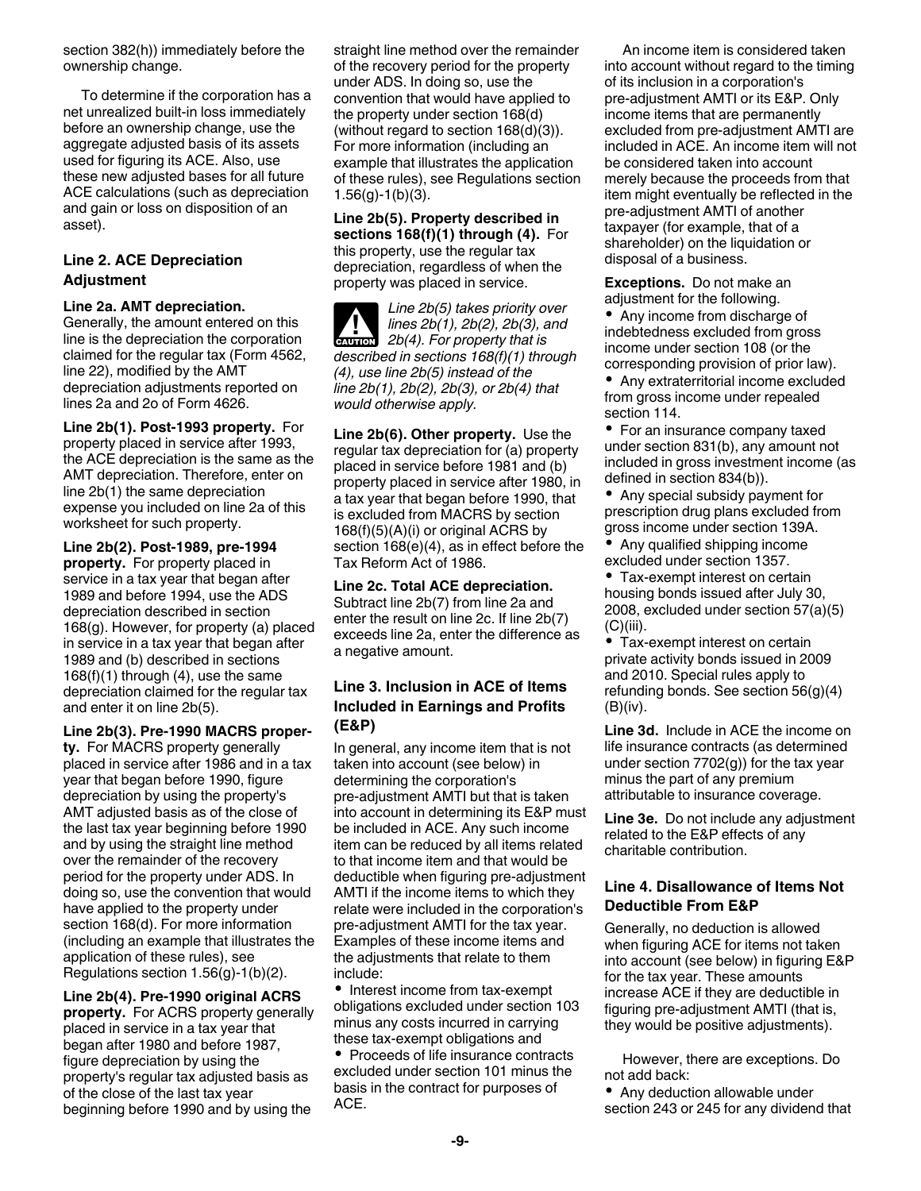section 382(h)) immediately before the ownership change.

To determine if the corporation has a net unrealized built-in loss immediately before an ownership change, use the aggregate adjusted basis of its assets used for figuring its ACE. Also, use these new adjusted bases for all future ACE calculations (such as depreciation and gain or loss on disposition of an asset).

### Line 2. ACE Depreciation Adjustment

**Line 2a. AMT depreciation.** Generally, the amount entered on this line is the depreciation the corporation claimed for the regular tax (Form 4562, line 22), modified by the AMT depreciation adjustments reported on lines 2a and 2o of Form 4626.

**Line 2b(1). Post-1993 property.** For property placed in service after 1993, the ACE depreciation is the same as the AMT depreciation. Therefore, enter on line 2b(1) the same depreciation expense you included on line 2a of this worksheet for such property.

**Line 2b(2). Post-1989, pre-1994 property.** For property placed in service in a tax year that began after 1989 and before 1994, use the ADS depreciation described in section 168(g). However, for property (a) placed in service in a tax year that began after 1989 and (b) described in sections 168(f)(1) through (4), use the same depreciation claimed for the regular tax and enter it on line 2b(5).

**Line 2b(3). Pre-1990 MACRS property.** For MACRS property generally placed in service after 1986 and in a tax year that began before 1990, figure depreciation by using the property's AMT adjusted basis as of the close of the last tax year beginning before 1990 and by using the straight line method over the remainder of the recovery period for the property under ADS. In doing so, use the convention that would have applied to the property under section 168(d). For more information (including an example that illustrates the application of these rules), see Regulations section 1.56(g)-1(b)(2).

**Line 2b(4). Pre-1990 original ACRS property.** For ACRS property generally placed in service in a tax year that began after 1980 and before 1987, figure depreciation by using the property's regular tax adjusted basis as of the close of the last tax year beginning before 1990 and by using the straight line method over the remainder of the recovery period for the property under ADS. In doing so, use the convention that would have applied to the property under section 168(d) (without regard to section 168(d)(3)). For more information (including an example that illustrates the application of these rules), see Regulations section 1.56(g)-1(b)(3).

**Line 2b(5). Property described in sections 168(f)(1) through (4).** For this property, use the regular tax depreciation, regardless of when the property was placed in service.

**CAUTION** *Line 2b(5) takes priority over lines 2b(1), 2b(2), 2b(3), and 2b(4). For property that is described in sections 168(f)(1) through (4), use line 2b(5) instead of the line 2b(1), 2b(2), 2b(3), or 2b(4) that would otherwise apply.*

**Line 2b(6). Other property.** Use the regular tax depreciation for (a) property placed in service before 1981 and (b) property placed in service after 1980, in a tax year that began before 1990, that is excluded from MACRS by section 168(f)(5)(A)(i) or original ACRS by section 168(e)(4), as in effect before the Tax Reform Act of 1986.

**Line 2c. Total ACE depreciation.** Subtract line 2b(7) from line 2a and enter the result on line 2c. If line 2b(7) exceeds line 2a, enter the difference as a negative amount.

### Line 3. Inclusion in ACE of Items Included in Earnings and Profits (E&P)

In general, any income item that is not taken into account (see below) in determining the corporation's pre-adjustment AMTI but that is taken into account in determining its E&P must be included in ACE. Any such income item can be reduced by all items related to that income item and that would be deductible when figuring pre-adjustment AMTI if the income items to which they relate were included in the corporation's pre-adjustment AMTI for the tax year. Examples of these income items and the adjustments that relate to them include:

- Interest income from tax-exempt obligations excluded under section 103 minus any costs incurred in carrying these tax-exempt obligations and
- Proceeds of life insurance contracts excluded under section 101 minus the basis in the contract for purposes of ACE.

An income item is considered taken into account without regard to the timing of its inclusion in a corporation's pre-adjustment AMTI or its E&P. Only income items that are permanently excluded from pre-adjustment AMTI are included in ACE. An income item will not be considered taken into account merely because the proceeds from that item might eventually be reflected in the pre-adjustment AMTI of another taxpayer (for example, that of a shareholder) on the liquidation or disposal of a business.

**Exceptions.** Do not make an adjustment for the following.

- Any income from discharge of indebtedness excluded from gross income under section 108 (or the corresponding provision of prior law).
- Any extraterritorial income excluded from gross income under repealed section 114.
- For an insurance company taxed under section 831(b), any amount not included in gross investment income (as defined in section 834(b)).
- Any special subsidy payment for prescription drug plans excluded from gross income under section 139A.
- Any qualified shipping income excluded under section 1357.
- Tax-exempt interest on certain housing bonds issued after July 30, 2008, excluded under section 57(a)(5)(C)(iii).
- Tax-exempt interest on certain private activity bonds issued in 2009 and 2010. Special rules apply to refunding bonds. See section 56(g)(4)(B)(iv).

**Line 3d.** Include in ACE the income on life insurance contracts (as determined under section 7702(g)) for the tax year minus the part of any premium attributable to insurance coverage.

**Line 3e.** Do not include any adjustment related to the E&P effects of any charitable contribution.

### Line 4. Disallowance of Items Not Deductible From E&P

Generally, no deduction is allowed when figuring ACE for items not taken into account (see below) in figuring E&P for the tax year. These amounts increase ACE if they are deductible in figuring pre-adjustment AMTI (that is, they would be positive adjustments).

However, there are exceptions. Do not add back:

- Any deduction allowable under section 243 or 245 for any dividend that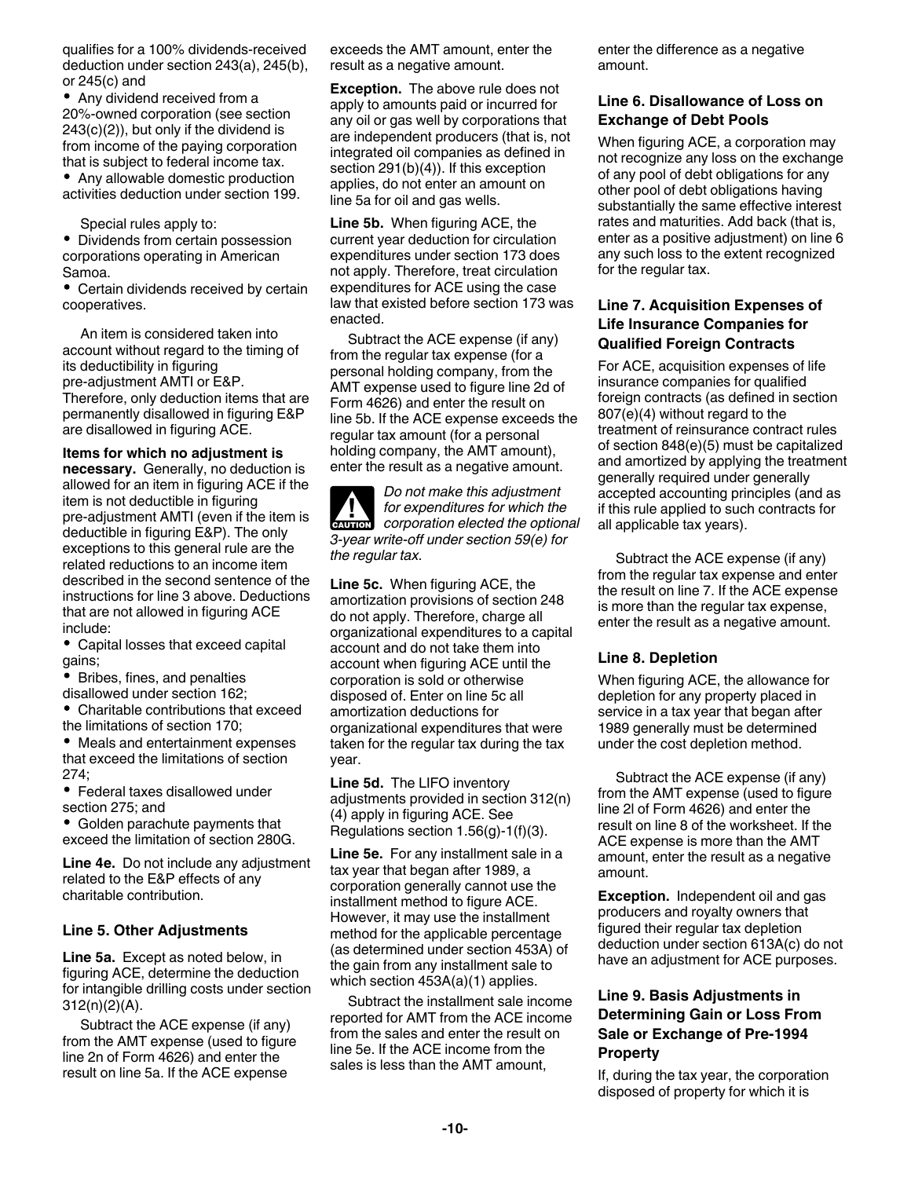qualifies for a 100% dividends-received deduction under section 243(a), 245(b), or 245(c) and

- Any dividend received from a 20%-owned corporation (see section 243(c)(2)), but only if the dividend is from income of the paying corporation that is subject to federal income tax.
- Any allowable domestic production activities deduction under section 199.

Special rules apply to:

- Dividends from certain possession corporations operating in American Samoa.
- Certain dividends received by certain cooperatives.

An item is considered taken into account without regard to the timing of its deductibility in figuring pre-adjustment AMTI or E&P. Therefore, only deduction items that are permanently disallowed in figuring E&P are disallowed in figuring ACE.

**Items for which no adjustment is necessary.** Generally, no deduction is allowed for an item in figuring ACE if the item is not deductible in figuring pre-adjustment AMTI (even if the item is deductible in figuring E&P). The only exceptions to this general rule are the related reductions to an income item described in the second sentence of the instructions for line 3 above. Deductions that are not allowed in figuring ACE include:

- Capital losses that exceed capital gains;
- Bribes, fines, and penalties disallowed under section 162;
- Charitable contributions that exceed the limitations of section 170;
- Meals and entertainment expenses that exceed the limitations of section 274;
- Federal taxes disallowed under section 275; and
- Golden parachute payments that exceed the limitation of section 280G.

**Line 4e.** Do not include any adjustment related to the E&P effects of any charitable contribution.

### Line 5. Other Adjustments

**Line 5a.** Except as noted below, in figuring ACE, determine the deduction for intangible drilling costs under section 312(n)(2)(A).

Subtract the ACE expense (if any) from the AMT expense (used to figure line 2n of Form 4626) and enter the result on line 5a. If the ACE expense exceeds the AMT amount, enter the result as a negative amount.

**Exception.** The above rule does not apply to amounts paid or incurred for any oil or gas well by corporations that are independent producers (that is, not integrated oil companies as defined in section 291(b)(4)). If this exception applies, do not enter an amount on line 5a for oil and gas wells.

**Line 5b.** When figuring ACE, the current year deduction for circulation expenditures under section 173 does not apply. Therefore, treat circulation expenditures for ACE using the case law that existed before section 173 was enacted.

Subtract the ACE expense (if any) from the regular tax expense (for a personal holding company, from the AMT expense used to figure line 2d of Form 4626) and enter the result on line 5b. If the ACE expense exceeds the regular tax amount (for a personal holding company, the AMT amount), enter the result as a negative amount.

*CAUTION: Do not make this adjustment for expenditures for which the corporation elected the optional 3-year write-off under section 59(e) for the regular tax.*

**Line 5c.** When figuring ACE, the amortization provisions of section 248 do not apply. Therefore, charge all organizational expenditures to a capital account and do not take them into account when figuring ACE until the corporation is sold or otherwise disposed of. Enter on line 5c all amortization deductions for organizational expenditures that were taken for the regular tax during the tax year.

**Line 5d.** The LIFO inventory adjustments provided in section 312(n)(4) apply in figuring ACE. See Regulations section 1.56(g)-1(f)(3).

**Line 5e.** For any installment sale in a tax year that began after 1989, a corporation generally cannot use the installment method to figure ACE. However, it may use the installment method for the applicable percentage (as determined under section 453A) of the gain from any installment sale to which section 453A(a)(1) applies.

Subtract the installment sale income reported for AMT from the ACE income from the sales and enter the result on line 5e. If the ACE income from the sales is less than the AMT amount, enter the difference as a negative amount.

### Line 6. Disallowance of Loss on Exchange of Debt Pools

When figuring ACE, a corporation may not recognize any loss on the exchange of any pool of debt obligations for any other pool of debt obligations having substantially the same effective interest rates and maturities. Add back (that is, enter as a positive adjustment) on line 6 any such loss to the extent recognized for the regular tax.

### Line 7. Acquisition Expenses of Life Insurance Companies for Qualified Foreign Contracts

For ACE, acquisition expenses of life insurance companies for qualified foreign contracts (as defined in section 807(e)(4) without regard to the treatment of reinsurance contract rules of section 848(e)(5) must be capitalized and amortized by applying the treatment generally required under generally accepted accounting principles (and as if this rule applied to such contracts for all applicable tax years).

Subtract the ACE expense (if any) from the regular tax expense and enter the result on line 7. If the ACE expense is more than the regular tax expense, enter the result as a negative amount.

### Line 8. Depletion

When figuring ACE, the allowance for depletion for any property placed in service in a tax year that began after 1989 generally must be determined under the cost depletion method.

Subtract the ACE expense (if any) from the AMT expense (used to figure line 2l of Form 4626) and enter the result on line 8 of the worksheet. If the ACE expense is more than the AMT amount, enter the result as a negative amount.

**Exception.** Independent oil and gas producers and royalty owners that figured their regular tax depletion deduction under section 613A(c) do not have an adjustment for ACE purposes.

### Line 9. Basis Adjustments in Determining Gain or Loss From Sale or Exchange of Pre-1994 Property

If, during the tax year, the corporation disposed of property for which it is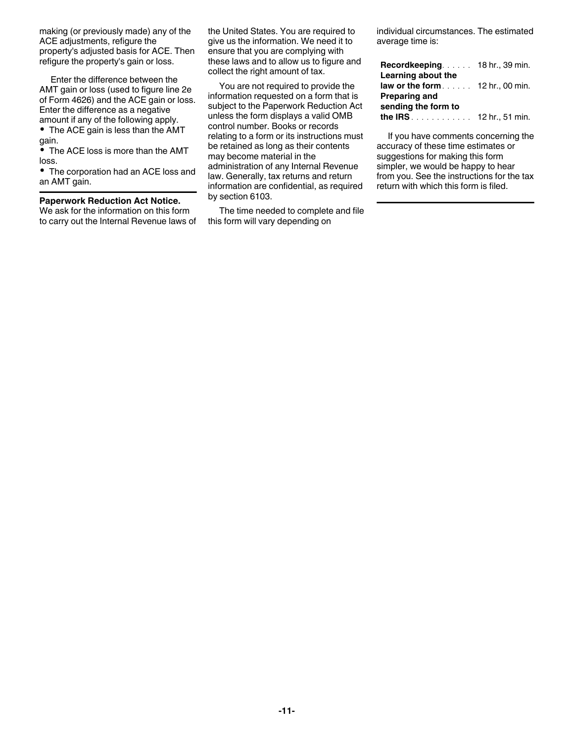making (or previously made) any of the ACE adjustments, refigure the property's adjusted basis for ACE. Then refigure the property's gain or loss.

Enter the difference between the AMT gain or loss (used to figure line 2e of Form 4626) and the ACE gain or loss. Enter the difference as a negative amount if any of the following apply.

- The ACE gain is less than the AMT gain.
- The ACE loss is more than the AMT loss.
- The corporation had an ACE loss and an AMT gain.

**Paperwork Reduction Act Notice.** We ask for the information on this form to carry out the Internal Revenue laws of the United States. You are required to give us the information. We need it to ensure that you are complying with these laws and to allow us to figure and collect the right amount of tax.

You are not required to provide the information requested on a form that is subject to the Paperwork Reduction Act unless the form displays a valid OMB control number. Books or records relating to a form or its instructions must be retained as long as their contents may become material in the administration of any Internal Revenue law. Generally, tax returns and return information are confidential, as required by section 6103.

The time needed to complete and file this form will vary depending on individual circumstances. The estimated average time is:

| | |
|---|---|
| **Recordkeeping** | 18 hr., 39 min. |
| **Learning about the law or the form** | 12 hr., 00 min. |
| **Preparing and sending the form to the IRS** | 12 hr., 51 min. |

If you have comments concerning the accuracy of these time estimates or suggestions for making this form simpler, we would be happy to hear from you. See the instructions for the tax return with which this form is filed.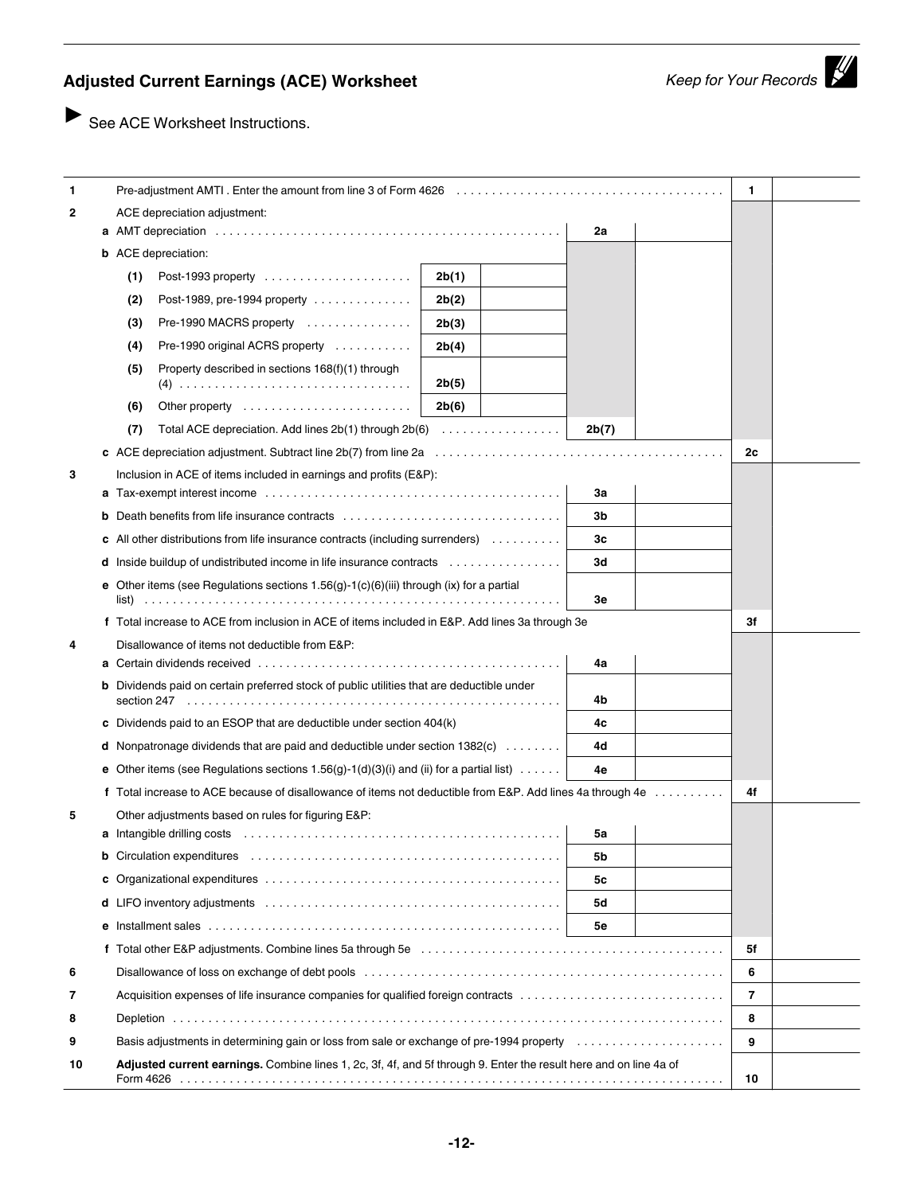## Adjusted Current Earnings (ACE) Worksheet

*Keep for Your Records*

► See ACE Worksheet Instructions.

| | | | | | | | |
|---|---|---|---|---|---|---|---|
| **1** | Pre-adjustment AMTI . Enter the amount from line 3 of Form 4626 | | | | | **1** | |
| **2** | ACE depreciation adjustment: | | | | | | |
| | **a** AMT depreciation | | | **2a** | | | |
| | **b** ACE depreciation: | | | | | | |
| | **(1)** Post-1993 property | **2b(1)** | | | | | |
| | **(2)** Post-1989, pre-1994 property | **2b(2)** | | | | | |
| | **(3)** Pre-1990 MACRS property | **2b(3)** | | | | | |
| | **(4)** Pre-1990 original ACRS property | **2b(4)** | | | | | |
| | **(5)** Property described in sections 168(f)(1) through (4) | **2b(5)** | | | | | |
| | **(6)** Other property | **2b(6)** | | | | | |
| | **(7)** Total ACE depreciation. Add lines 2b(1) through 2b(6) | | | **2b(7)** | | | |
| | **c** ACE depreciation adjustment. Subtract line 2b(7) from line 2a | | | | | **2c** | |
| **3** | Inclusion in ACE of items included in earnings and profits (E&P): | | | | | | |
| | **a** Tax-exempt interest income | | | **3a** | | | |
| | **b** Death benefits from life insurance contracts | | | **3b** | | | |
| | **c** All other distributions from life insurance contracts (including surrenders) | | | **3c** | | | |
| | **d** Inside buildup of undistributed income in life insurance contracts | | | **3d** | | | |
| | **e** Other items (see Regulations sections 1.56(g)-1(c)(6)(iii) through (ix) for a partial list) | | | **3e** | | | |
| | **f** Total increase to ACE from inclusion in ACE of items included in E&P. Add lines 3a through 3e | | | | | **3f** | |
| **4** | Disallowance of items not deductible from E&P: | | | | | | |
| | **a** Certain dividends received | | | **4a** | | | |
| | **b** Dividends paid on certain preferred stock of public utilities that are deductible under section 247 | | | **4b** | | | |
| | **c** Dividends paid to an ESOP that are deductible under section 404(k) | | | **4c** | | | |
| | **d** Nonpatronage dividends that are paid and deductible under section 1382(c) | | | **4d** | | | |
| | **e** Other items (see Regulations sections 1.56(g)-1(d)(3)(i) and (ii) for a partial list) | | | **4e** | | | |
| | **f** Total increase to ACE because of disallowance of items not deductible from E&P. Add lines 4a through 4e | | | | | **4f** | |
| **5** | Other adjustments based on rules for figuring E&P: | | | | | | |
| | **a** Intangible drilling costs | | | **5a** | | | |
| | **b** Circulation expenditures | | | **5b** | | | |
| | **c** Organizational expenditures | | | **5c** | | | |
| | **d** LIFO inventory adjustments | | | **5d** | | | |
| | **e** Installment sales | | | **5e** | | | |
| | **f** Total other E&P adjustments. Combine lines 5a through 5e | | | | | **5f** | |
| **6** | Disallowance of loss on exchange of debt pools | | | | | **6** | |
| **7** | Acquisition expenses of life insurance companies for qualified foreign contracts | | | | | **7** | |
| **8** | Depletion | | | | | **8** | |
| **9** | Basis adjustments in determining gain or loss from sale or exchange of pre-1994 property | | | | | **9** | |
| **10** | **Adjusted current earnings.** Combine lines 1, 2c, 3f, 4f, and 5f through 9. Enter the result here and on line 4a of Form 4626 | | | | | **10** | |